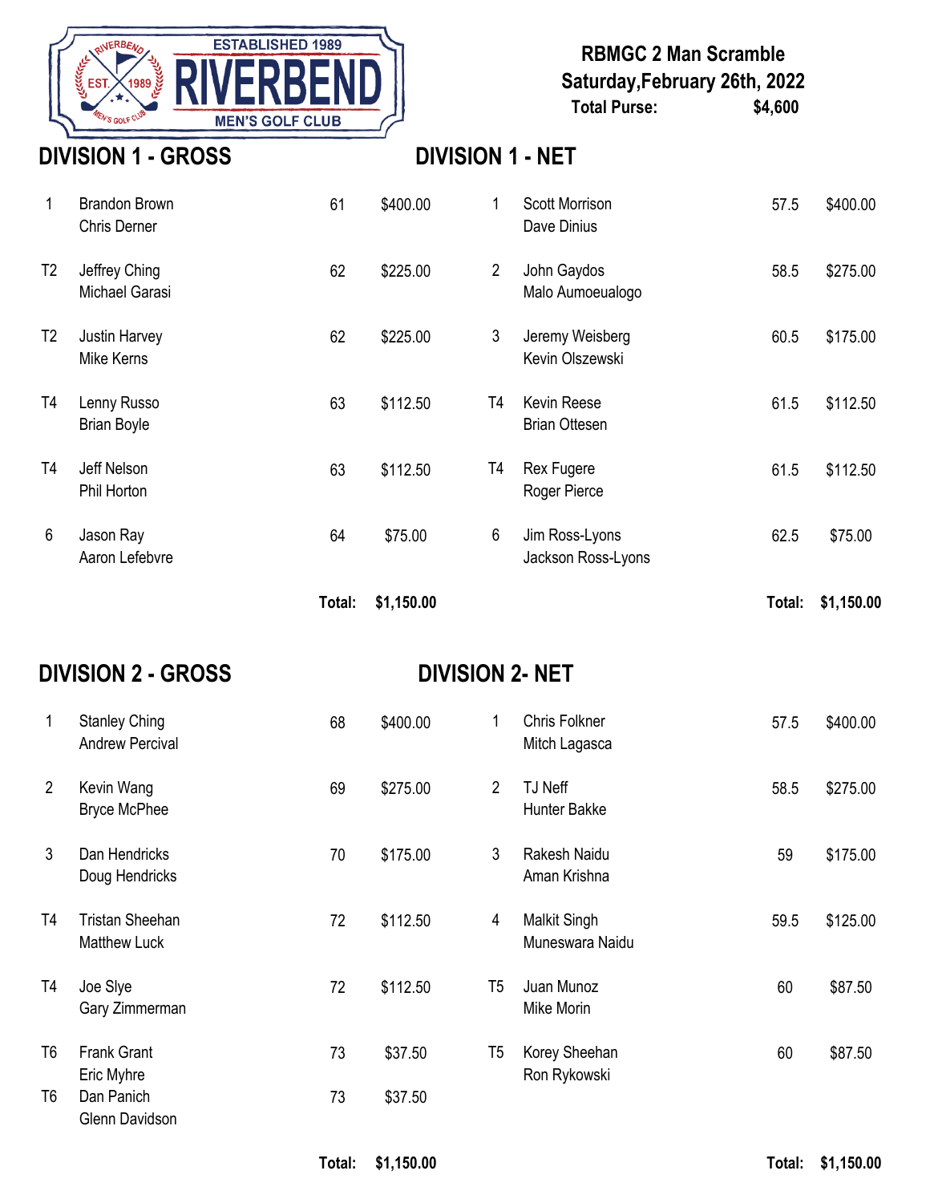ESTABLISHED 1989 RIVERBEND MEN'S GOLF CLUB

**RBMGC 2 Man Scramble**
**Saturday,February 26th, 2022**
**Total Purse: $4,600**

## DIVISION 1 - GROSS

| Pos | Team | Score | Prize |
|---|---|---|---|
| 1 | Brandon Brown<br>Chris Derner | 61 | $400.00 |
| T2 | Jeffrey Ching<br>Michael Garasi | 62 | $225.00 |
| T2 | Justin Harvey<br>Mike Kerns | 62 | $225.00 |
| T4 | Lenny Russo<br>Brian Boyle | 63 | $112.50 |
| T4 | Jeff Nelson<br>Phil Horton | 63 | $112.50 |
| 6 | Jason Ray<br>Aaron Lefebvre | 64 | $75.00 |
| | | **Total:** | **$1,150.00** |

## DIVISION 1 - NET

| Pos | Team | Score | Prize |
|---|---|---|---|
| 1 | Scott Morrison<br>Dave Dinius | 57.5 | $400.00 |
| 2 | John Gaydos<br>Malo Aumoeualogo | 58.5 | $275.00 |
| 3 | Jeremy Weisberg<br>Kevin Olszewski | 60.5 | $175.00 |
| T4 | Kevin Reese<br>Brian Ottesen | 61.5 | $112.50 |
| T4 | Rex Fugere<br>Roger Pierce | 61.5 | $112.50 |
| 6 | Jim Ross-Lyons<br>Jackson Ross-Lyons | 62.5 | $75.00 |
| | | **Total:** | **$1,150.00** |

## DIVISION 2 - GROSS

| Pos | Team | Score | Prize |
|---|---|---|---|
| 1 | Stanley Ching<br>Andrew Percival | 68 | $400.00 |
| 2 | Kevin Wang<br>Bryce McPhee | 69 | $275.00 |
| 3 | Dan Hendricks<br>Doug Hendricks | 70 | $175.00 |
| T4 | Tristan Sheehan<br>Matthew Luck | 72 | $112.50 |
| T4 | Joe Slye<br>Gary Zimmerman | 72 | $112.50 |
| T6 | Frank Grant<br>Eric Myhre | 73 | $37.50 |
| T6 | Dan Panich<br>Glenn Davidson | 73 | $37.50 |
| | | **Total:** | **$1,150.00** |

## DIVISION 2- NET

| Pos | Team | Score | Prize |
|---|---|---|---|
| 1 | Chris Folkner<br>Mitch Lagasca | 57.5 | $400.00 |
| 2 | TJ Neff<br>Hunter Bakke | 58.5 | $275.00 |
| 3 | Rakesh Naidu<br>Aman Krishna | 59 | $175.00 |
| 4 | Malkit Singh<br>Muneswara Naidu | 59.5 | $125.00 |
| T5 | Juan Munoz<br>Mike Morin | 60 | $87.50 |
| T5 | Korey Sheehan<br>Ron Rykowski | 60 | $87.50 |
| | | **Total:** | **$1,150.00** |